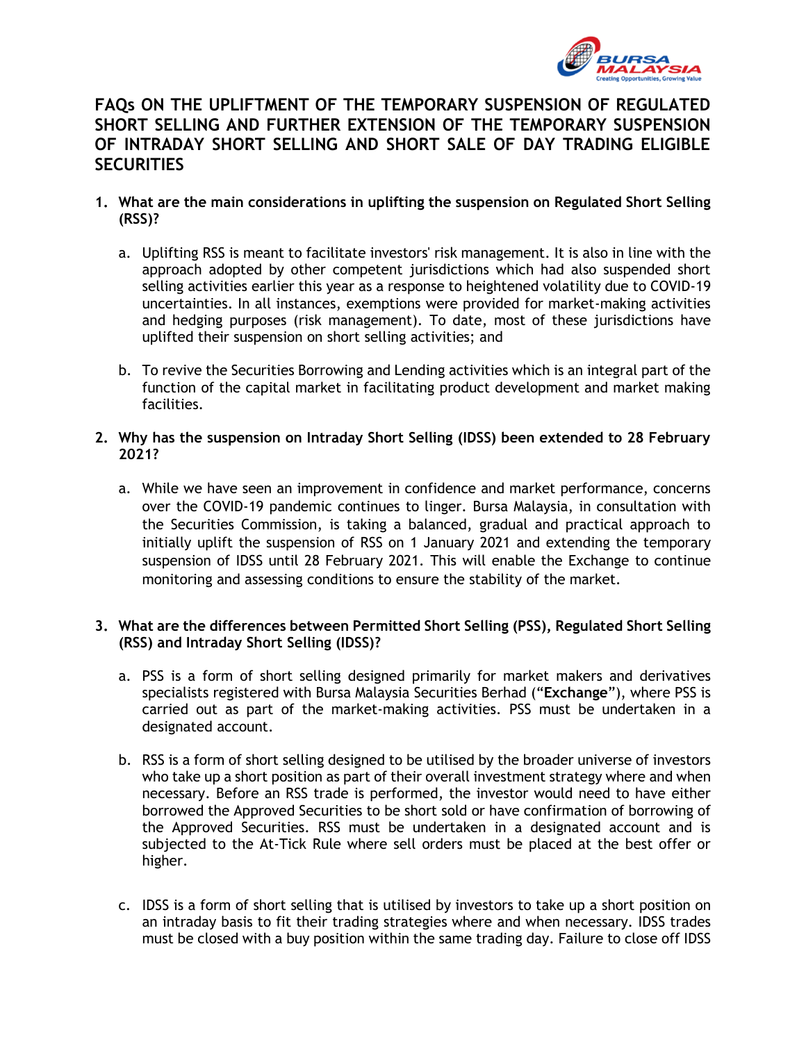# FAQs ON THE UPLIFTMENT OF THE TEMPORARY SUSPENSION OF REGULATED SHORT SELLING AND FURTHER EXTENSION OF THE TEMPORARY SUSPENSION OF INTRADAY SHORT SELLING AND SHORT SALE OF DAY TRADING ELIGIBLE SECURITIES

1. **What are the main considerations in uplifting the suspension on Regulated Short Selling (RSS)?**

   a. Uplifting RSS is meant to facilitate investors' risk management. It is also in line with the approach adopted by other competent jurisdictions which had also suspended short selling activities earlier this year as a response to heightened volatility due to COVID-19 uncertainties. In all instances, exemptions were provided for market-making activities and hedging purposes (risk management). To date, most of these jurisdictions have uplifted their suspension on short selling activities; and

   b. To revive the Securities Borrowing and Lending activities which is an integral part of the function of the capital market in facilitating product development and market making facilities.

2. **Why has the suspension on Intraday Short Selling (IDSS) been extended to 28 February 2021?**

   a. While we have seen an improvement in confidence and market performance, concerns over the COVID-19 pandemic continues to linger. Bursa Malaysia, in consultation with the Securities Commission, is taking a balanced, gradual and practical approach to initially uplift the suspension of RSS on 1 January 2021 and extending the temporary suspension of IDSS until 28 February 2021. This will enable the Exchange to continue monitoring and assessing conditions to ensure the stability of the market.

3. **What are the differences between Permitted Short Selling (PSS), Regulated Short Selling (RSS) and Intraday Short Selling (IDSS)?**

   a. PSS is a form of short selling designed primarily for market makers and derivatives specialists registered with Bursa Malaysia Securities Berhad ("**Exchange**"), where PSS is carried out as part of the market-making activities. PSS must be undertaken in a designated account.

   b. RSS is a form of short selling designed to be utilised by the broader universe of investors who take up a short position as part of their overall investment strategy where and when necessary. Before an RSS trade is performed, the investor would need to have either borrowed the Approved Securities to be short sold or have confirmation of borrowing of the Approved Securities. RSS must be undertaken in a designated account and is subjected to the At-Tick Rule where sell orders must be placed at the best offer or higher.

   c. IDSS is a form of short selling that is utilised by investors to take up a short position on an intraday basis to fit their trading strategies where and when necessary. IDSS trades must be closed with a buy position within the same trading day. Failure to close off IDSS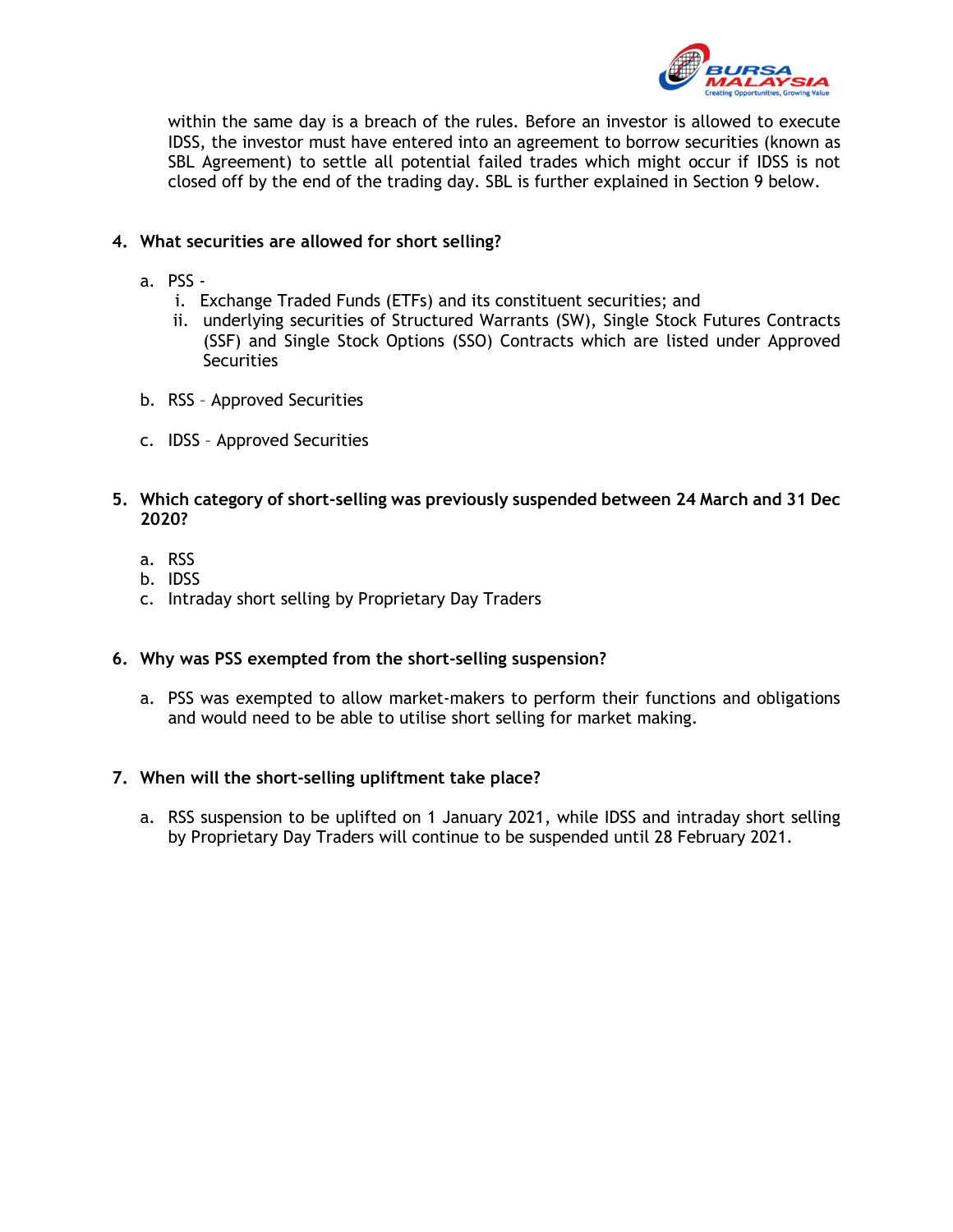within the same day is a breach of the rules. Before an investor is allowed to execute IDSS, the investor must have entered into an agreement to borrow securities (known as SBL Agreement) to settle all potential failed trades which might occur if IDSS is not closed off by the end of the trading day. SBL is further explained in Section 9 below.

**4. What securities are allowed for short selling?**

a. PSS -
   i. Exchange Traded Funds (ETFs) and its constituent securities; and
   ii. underlying securities of Structured Warrants (SW), Single Stock Futures Contracts (SSF) and Single Stock Options (SSO) Contracts which are listed under Approved Securities

b. RSS – Approved Securities

c. IDSS – Approved Securities

**5. Which category of short-selling was previously suspended between 24 March and 31 Dec 2020?**

a. RSS
b. IDSS
c. Intraday short selling by Proprietary Day Traders

**6. Why was PSS exempted from the short-selling suspension?**

a. PSS was exempted to allow market-makers to perform their functions and obligations and would need to be able to utilise short selling for market making.

**7. When will the short-selling upliftment take place?**

a. RSS suspension to be uplifted on 1 January 2021, while IDSS and intraday short selling by Proprietary Day Traders will continue to be suspended until 28 February 2021.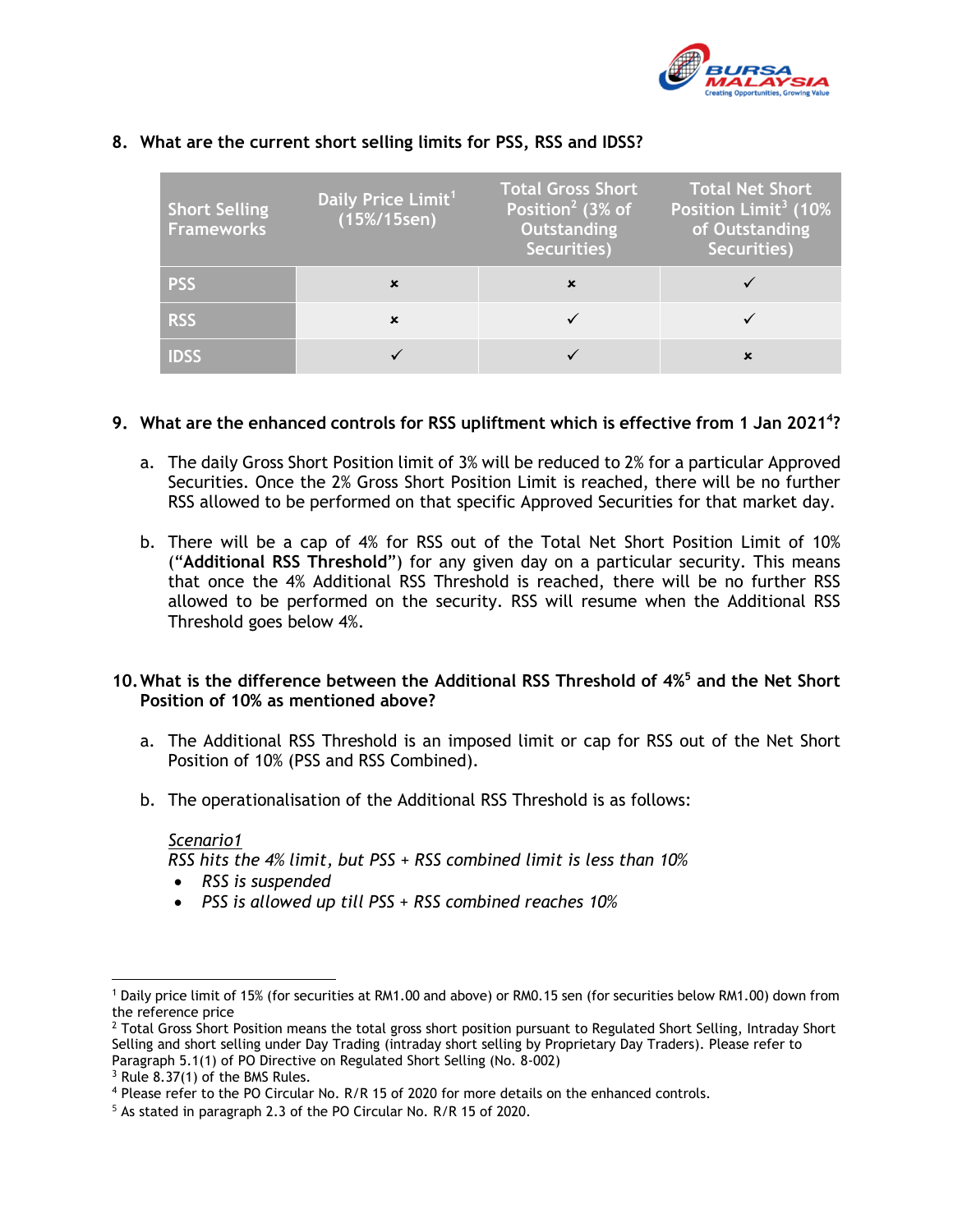## 8. What are the current short selling limits for PSS, RSS and IDSS?

| Short Selling Frameworks | Daily Price Limit[1] (15%/15sen) | Total Gross Short Position[2] (3% of Outstanding Securities) | Total Net Short Position Limit[3] (10% of Outstanding Securities) |
|---|---|---|---|
| PSS | × | × | ✓ |
| RSS | × | ✓ | ✓ |
| IDSS | ✓ | ✓ | × |

## 9. What are the enhanced controls for RSS upliftment which is effective from 1 Jan 2021[4]?

a. The daily Gross Short Position limit of 3% will be reduced to 2% for a particular Approved Securities. Once the 2% Gross Short Position Limit is reached, there will be no further RSS allowed to be performed on that specific Approved Securities for that market day.

b. There will be a cap of 4% for RSS out of the Total Net Short Position Limit of 10% (“**Additional RSS Threshold**”) for any given day on a particular security. This means that once the 4% Additional RSS Threshold is reached, there will be no further RSS allowed to be performed on the security. RSS will resume when the Additional RSS Threshold goes below 4%.

## 10. What is the difference between the Additional RSS Threshold of 4%[5] and the Net Short Position of 10% as mentioned above?

a. The Additional RSS Threshold is an imposed limit or cap for RSS out of the Net Short Position of 10% (PSS and RSS Combined).

b. The operationalisation of the Additional RSS Threshold is as follows:

*Scenario1*
*RSS hits the 4% limit, but PSS + RSS combined limit is less than 10%*

- *RSS is suspended*
- *PSS is allowed up till PSS + RSS combined reaches 10%*

---

[1] Daily price limit of 15% (for securities at RM1.00 and above) or RM0.15 sen (for securities below RM1.00) down from the reference price

[2] Total Gross Short Position means the total gross short position pursuant to Regulated Short Selling, Intraday Short Selling and short selling under Day Trading (intraday short selling by Proprietary Day Traders). Please refer to Paragraph 5.1(1) of PO Directive on Regulated Short Selling (No. 8-002)

[3] Rule 8.37(1) of the BMS Rules.

[4] Please refer to the PO Circular No. R/R 15 of 2020 for more details on the enhanced controls.

[5] As stated in paragraph 2.3 of the PO Circular No. R/R 15 of 2020.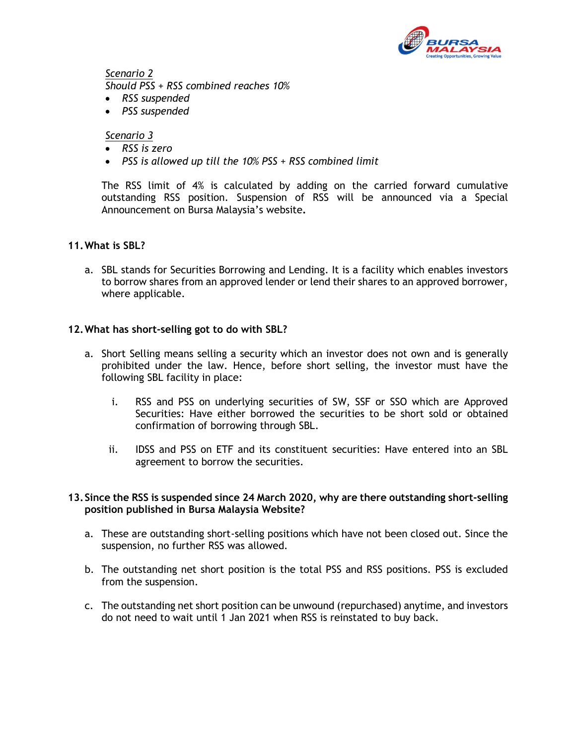*Scenario 2*
*Should PSS + RSS combined reaches 10%*

- *RSS suspended*
- *PSS suspended*

*Scenario 3*

- *RSS is zero*
- *PSS is allowed up till the 10% PSS + RSS combined limit*

The RSS limit of 4% is calculated by adding on the carried forward cumulative outstanding RSS position. Suspension of RSS will be announced via a Special Announcement on Bursa Malaysia's website.

**11. What is SBL?**

a. SBL stands for Securities Borrowing and Lending. It is a facility which enables investors to borrow shares from an approved lender or lend their shares to an approved borrower, where applicable.

**12. What has short-selling got to do with SBL?**

a. Short Selling means selling a security which an investor does not own and is generally prohibited under the law. Hence, before short selling, the investor must have the following SBL facility in place:

   i. RSS and PSS on underlying securities of SW, SSF or SSO which are Approved Securities: Have either borrowed the securities to be short sold or obtained confirmation of borrowing through SBL.

   ii. IDSS and PSS on ETF and its constituent securities: Have entered into an SBL agreement to borrow the securities.

**13. Since the RSS is suspended since 24 March 2020, why are there outstanding short-selling position published in Bursa Malaysia Website?**

a. These are outstanding short-selling positions which have not been closed out. Since the suspension, no further RSS was allowed.

b. The outstanding net short position is the total PSS and RSS positions. PSS is excluded from the suspension.

c. The outstanding net short position can be unwound (repurchased) anytime, and investors do not need to wait until 1 Jan 2021 when RSS is reinstated to buy back.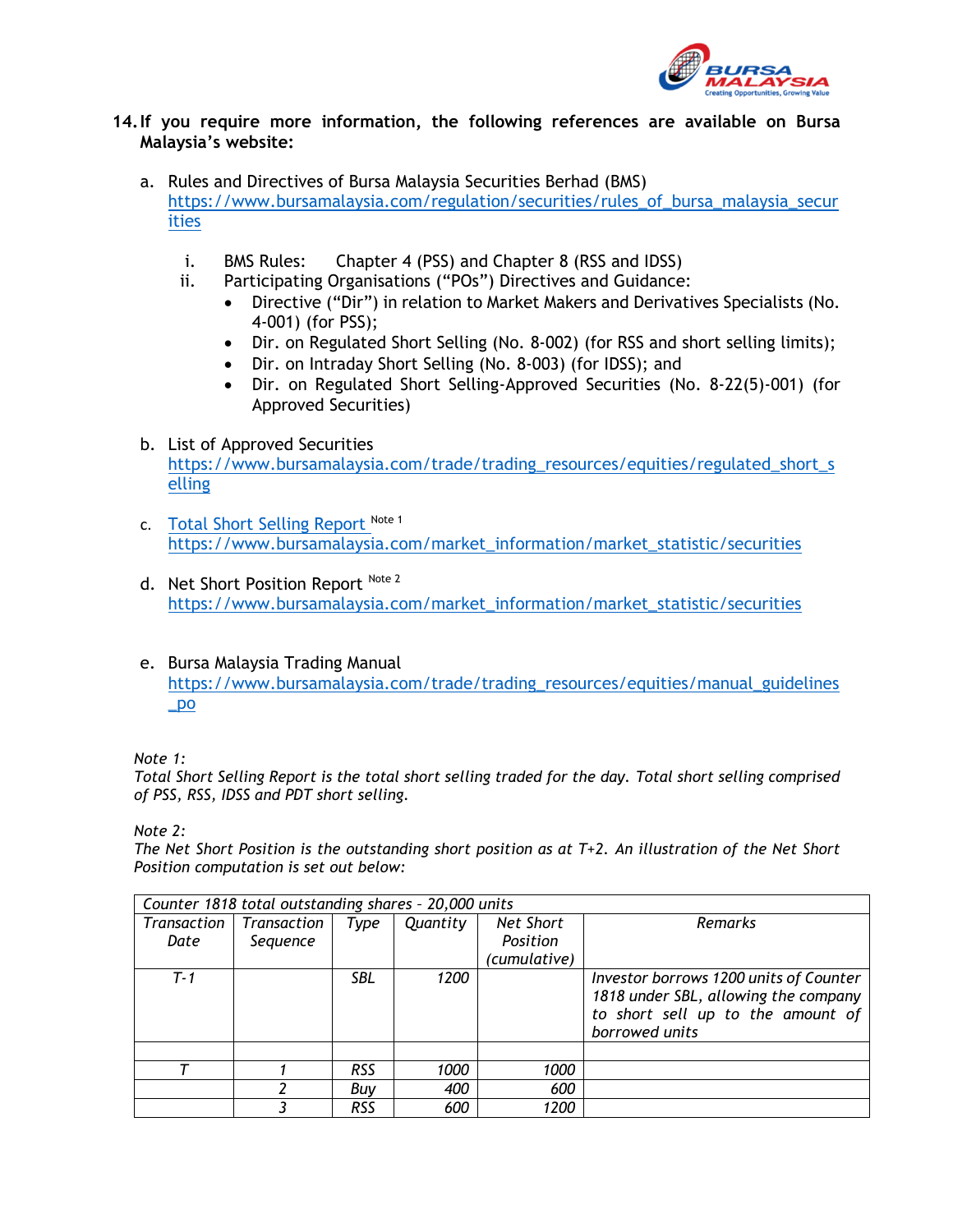**14. If you require more information, the following references are available on Bursa Malaysia's website:**

a. Rules and Directives of Bursa Malaysia Securities Berhad (BMS)
https://www.bursamalaysia.com/regulation/securities/rules_of_bursa_malaysia_securities

   i. BMS Rules: Chapter 4 (PSS) and Chapter 8 (RSS and IDSS)
   ii. Participating Organisations ("POs") Directives and Guidance:
      - Directive ("Dir") in relation to Market Makers and Derivatives Specialists (No. 4-001) (for PSS);
      - Dir. on Regulated Short Selling (No. 8-002) (for RSS and short selling limits);
      - Dir. on Intraday Short Selling (No. 8-003) (for IDSS); and
      - Dir. on Regulated Short Selling-Approved Securities (No. 8-22(5)-001) (for Approved Securities)

b. List of Approved Securities
https://www.bursamalaysia.com/trade/trading_resources/equities/regulated_short_selling

c. Total Short Selling Report [Note 1]
https://www.bursamalaysia.com/market_information/market_statistic/securities

d. Net Short Position Report [Note 2]
https://www.bursamalaysia.com/market_information/market_statistic/securities

e. Bursa Malaysia Trading Manual
https://www.bursamalaysia.com/trade/trading_resources/equities/manual_guidelines_po

*Note 1:*
*Total Short Selling Report is the total short selling traded for the day. Total short selling comprised of PSS, RSS, IDSS and PDT short selling.*

*Note 2:*
*The Net Short Position is the outstanding short position as at T+2. An illustration of the Net Short Position computation is set out below:*

| *Counter 1818 total outstanding shares – 20,000 units* | | | | | |
|---|---|---|---|---|---|
| *Transaction Date* | *Transaction Sequence* | *Type* | *Quantity* | *Net Short Position (cumulative)* | *Remarks* |
| *T-1* | | *SBL* | *1200* | | *Investor borrows 1200 units of Counter 1818 under SBL, allowing the company to short sell up to the amount of borrowed units* |
| | | | | | |
| *T* | *1* | *RSS* | *1000* | *1000* | |
| | *2* | *Buy* | *400* | *600* | |
| | *3* | *RSS* | *600* | *1200* | |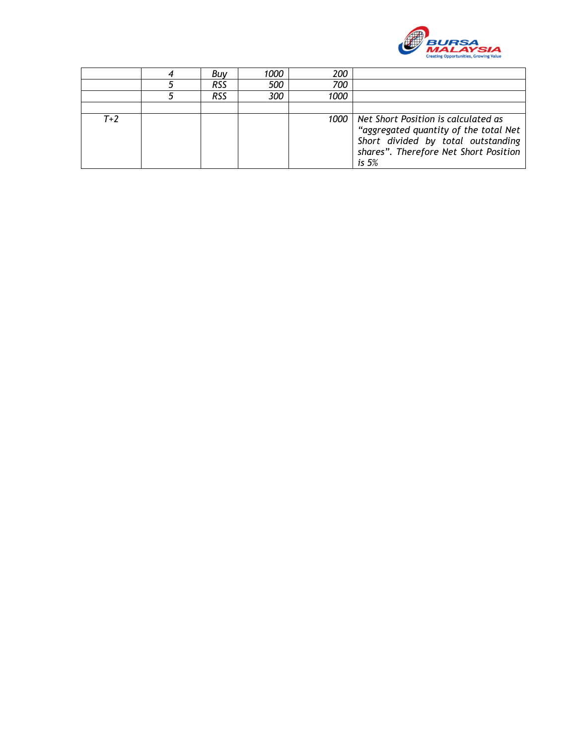| | | | | | |
|---|---|---|---|---|---|
| | *4* | *Buy* | *1000* | *200* | |
| | *5* | *RSS* | *500* | *700* | |
| | *5* | *RSS* | *300* | *1000* | |
| | | | | | |
| *T+2* | | | | *1000* | *Net Short Position is calculated as "aggregated quantity of the total Net Short divided by total outstanding shares". Therefore Net Short Position is 5%* |